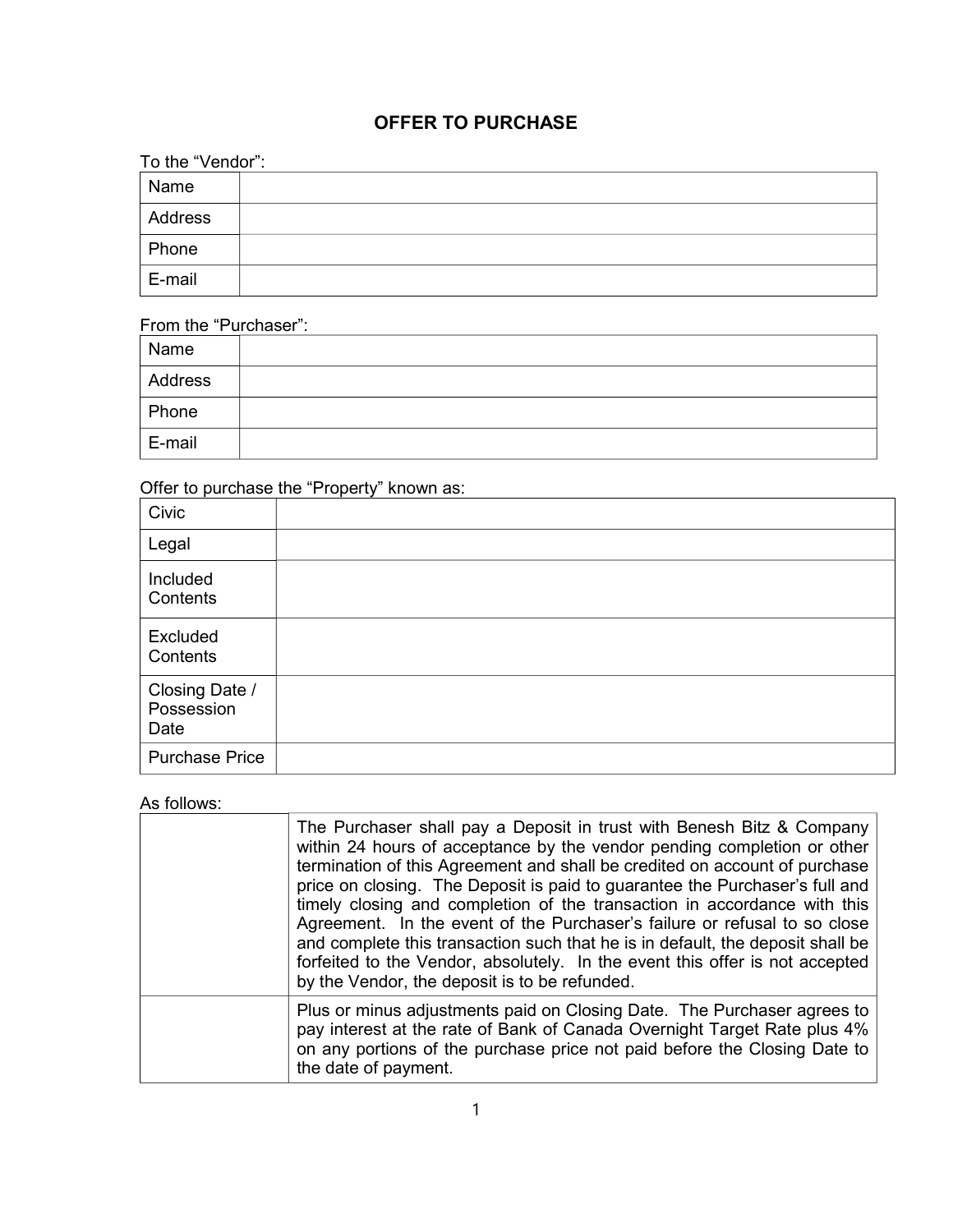# OFFER TO PURCHASE

To the "Vendor":

| Name | |
|---|---|
| Address | |
| Phone | |
| E-mail | |

From the "Purchaser":

| Name | |
|---|---|
| Address | |
| Phone | |
| E-mail | |

Offer to purchase the "Property" known as:

| Civic | |
|---|---|
| Legal | |
| Included Contents | |
| Excluded Contents | |
| Closing Date / Possession Date | |
| Purchase Price | |

As follows:

| | |
|---|---|
| | The Purchaser shall pay a Deposit in trust with Benesh Bitz & Company within 24 hours of acceptance by the vendor pending completion or other termination of this Agreement and shall be credited on account of purchase price on closing. The Deposit is paid to guarantee the Purchaser's full and timely closing and completion of the transaction in accordance with this Agreement. In the event of the Purchaser's failure or refusal to so close and complete this transaction such that he is in default, the deposit shall be forfeited to the Vendor, absolutely. In the event this offer is not accepted by the Vendor, the deposit is to be refunded. |
| | Plus or minus adjustments paid on Closing Date. The Purchaser agrees to pay interest at the rate of Bank of Canada Overnight Target Rate plus 4% on any portions of the purchase price not paid before the Closing Date to the date of payment. |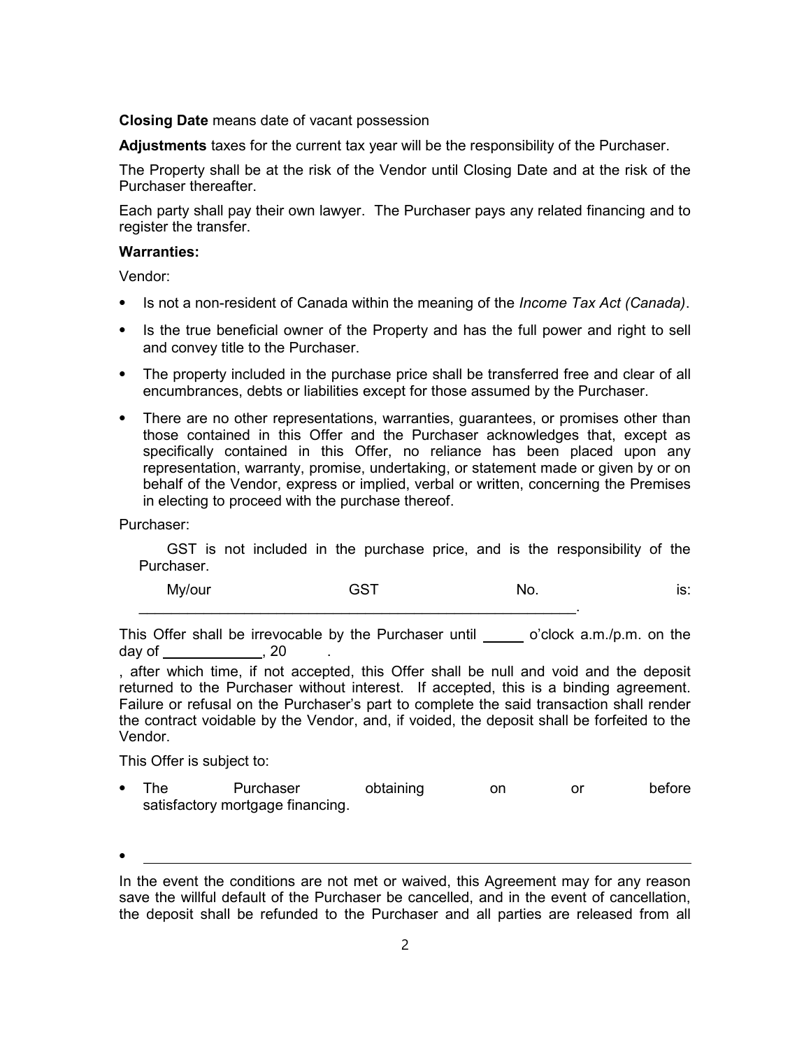**Closing Date** means date of vacant possession

**Adjustments** taxes for the current tax year will be the responsibility of the Purchaser.

The Property shall be at the risk of the Vendor until Closing Date and at the risk of the Purchaser thereafter.

Each party shall pay their own lawyer. The Purchaser pays any related financing and to register the transfer.

**Warranties:**

Vendor:

- Is not a non-resident of Canada within the meaning of the *Income Tax Act (Canada)*.
- Is the true beneficial owner of the Property and has the full power and right to sell and convey title to the Purchaser.
- The property included in the purchase price shall be transferred free and clear of all encumbrances, debts or liabilities except for those assumed by the Purchaser.
- There are no other representations, warranties, guarantees, or promises other than those contained in this Offer and the Purchaser acknowledges that, except as specifically contained in this Offer, no reliance has been placed upon any representation, warranty, promise, undertaking, or statement made or given by or on behalf of the Vendor, express or implied, verbal or written, concerning the Premises in electing to proceed with the purchase thereof.

Purchaser:

GST is not included in the purchase price, and is the responsibility of the Purchaser.

My/our GST No. is: ______________________________________________________.

This Offer shall be irrevocable by the Purchaser until _____ o'clock a.m./p.m. on the day of ____________, 20 .

, after which time, if not accepted, this Offer shall be null and void and the deposit returned to the Purchaser without interest. If accepted, this is a binding agreement. Failure or refusal on the Purchaser's part to complete the said transaction shall render the contract voidable by the Vendor, and, if voided, the deposit shall be forfeited to the Vendor.

This Offer is subject to:

- The Purchaser obtaining on or before satisfactory mortgage financing.
- ______________________________________________________________

In the event the conditions are not met or waived, this Agreement may for any reason save the willful default of the Purchaser be cancelled, and in the event of cancellation, the deposit shall be refunded to the Purchaser and all parties are released from all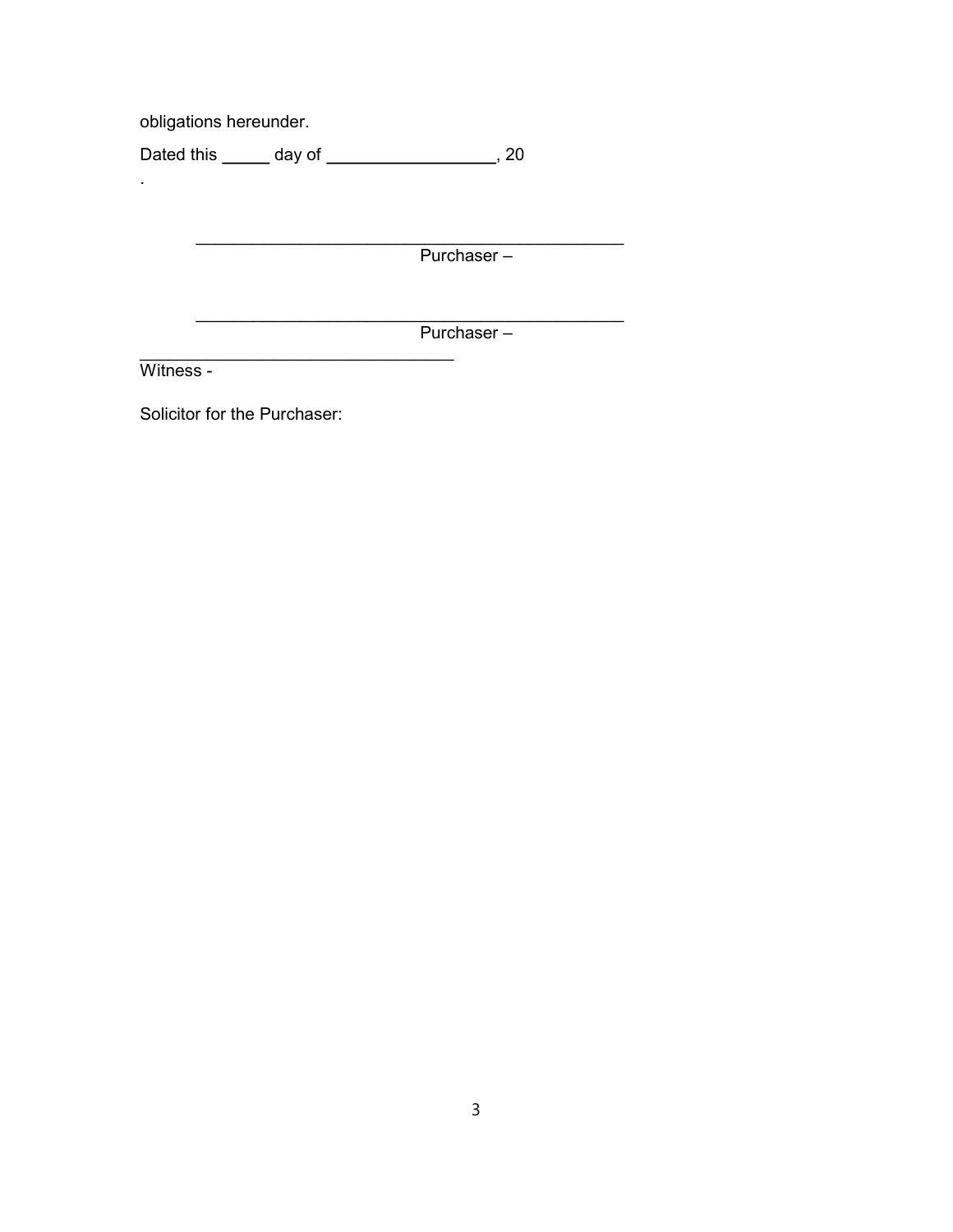obligations hereunder.

Dated this _____ day of _________________, 20

.

_______________________________________________
Purchaser –

_______________________________________________
Purchaser –

__________________________________
Witness -

Solicitor for the Purchaser: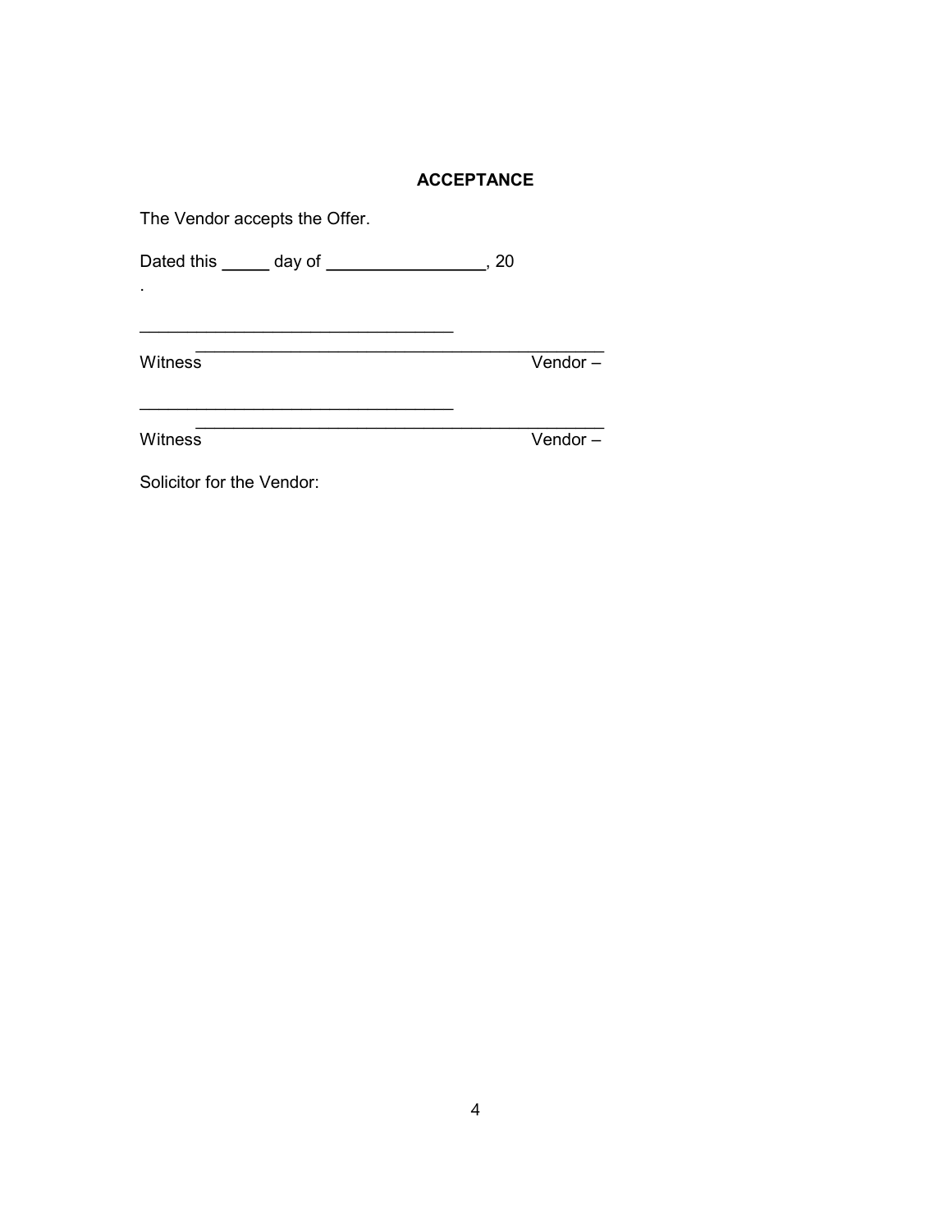**ACCEPTANCE**

The Vendor accepts the Offer.

Dated this _____ day of ________________, 20
.

________________________________
Witness _____________________________________ Vendor –

________________________________
Witness _____________________________________ Vendor –

Solicitor for the Vendor: